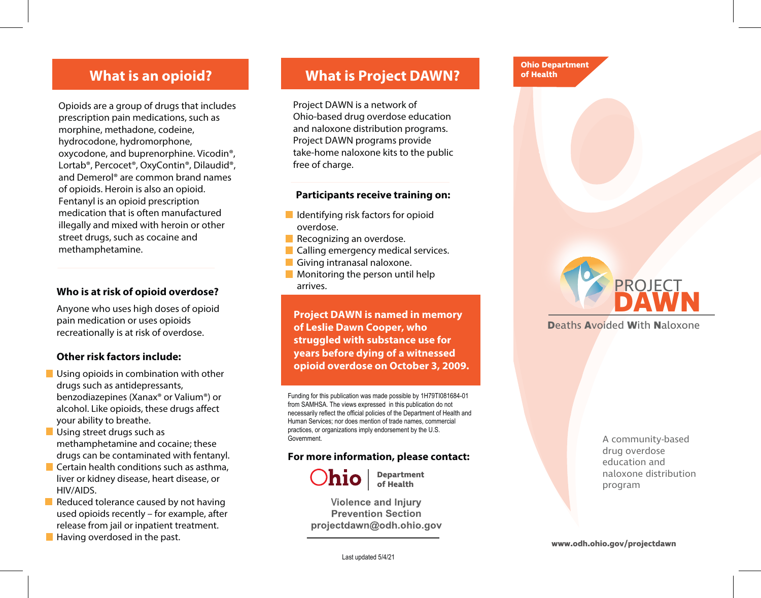## What is an opioid?

Opioids are a group of drugs that includes prescription pain medications, such as morphine, methadone, codeine, hydrocodone, hydromorphone, oxycodone, and buprenorphine. Vicodin®, Lortab®, Percocet®, OxyContin®, Dilaudid®, and Demerol® are common brand names of opioids. Heroin is also an opioid. Fentanyl is an opioid prescription medication that is often manufactured illegally and mixed with heroin or other street drugs, such as cocaine and methamphetamine.

### Who is at risk of opioid overdose?

Anyone who uses high doses of opioid pain medication or uses opioids recreationally is at risk of overdose.

### Other risk factors include:

- Using opioids in combination with other drugs such as antidepressants, benzodiazepines (Xanax® or Valium®) or alcohol. Like opioids, these drugs affect your ability to breathe.
- Using street drugs such as methamphetamine and cocaine; these drugs can be contaminated with fentanyl.
- Certain health conditions such as asthma, liver or kidney disease, heart disease, or HIV/AIDS.
- Reduced tolerance caused by not having used opioids recently – for example, after release from jail or inpatient treatment.
- Having overdosed in the past.

## What is Project DAWN?

Project DAWN is a network of Ohio-based drug overdose education and naloxone distribution programs. Project DAWN programs provide take-home naloxone kits to the public free of charge.

### Participants receive training on:

- Identifying risk factors for opioid overdose.
- Recognizing an overdose.
- Calling emergency medical services.
- Giving intranasal naloxone.
- Monitoring the person until help arrives.

**Project DAWN is named in memory of Leslie Dawn Cooper, who struggled with substance use for years before dying of a witnessed opioid overdose on October 3, 2009.**

Funding for this publication was made possible by 1H79TI081684-01 from SAMHSA. The views expressed in this publication do not necessarily reflect the official policies of the Department of Health and Human Services; nor does mention of trade names, commercial practices, or organizations imply endorsement by the U.S. Government.

### For more information, please contact:

Ohio Department of Health

Violence and Injury Prevention Section
projectdawn@odh.ohio.gov

Last updated 5/4/21

**Ohio Department of Health**

# PROJECT DAWN

**D**eaths **A**voided **W**ith **N**aloxone

A community-based drug overdose education and naloxone distribution program

**www.odh.ohio.gov/projectdawn**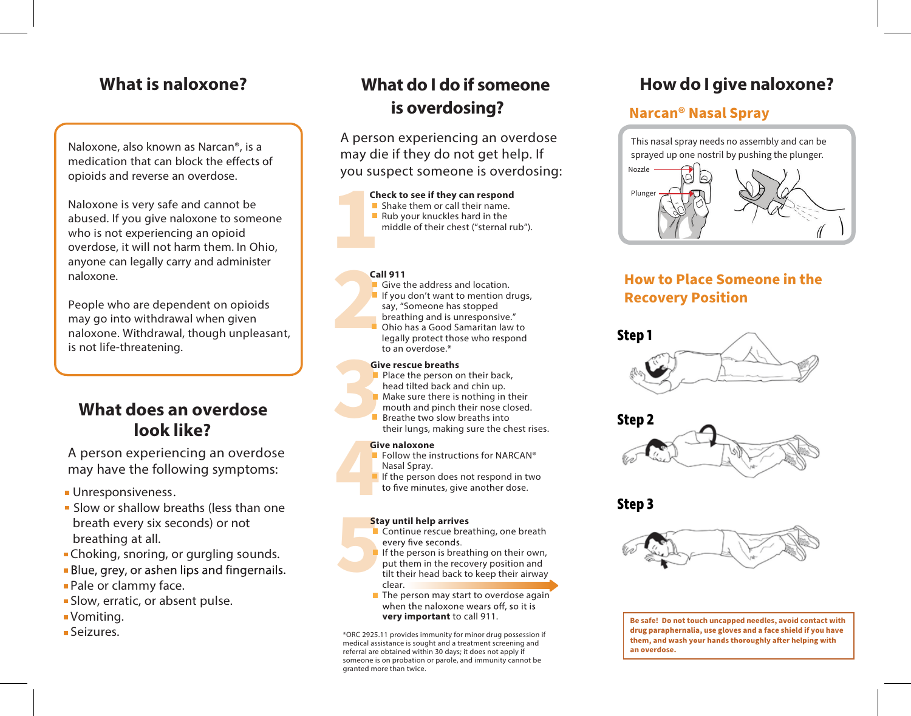## What is naloxone?

Naloxone, also known as Narcan®, is a medication that can block the effects of opioids and reverse an overdose.

Naloxone is very safe and cannot be abused. If you give naloxone to someone who is not experiencing an opioid overdose, it will not harm them. In Ohio, anyone can legally carry and administer naloxone.

People who are dependent on opioids may go into withdrawal when given naloxone. Withdrawal, though unpleasant, is not life-threatening.

## What does an overdose look like?

A person experiencing an overdose may have the following symptoms:

- Unresponsiveness.
- Slow or shallow breaths (less than one breath every six seconds) or not breathing at all.
- Choking, snoring, or gurgling sounds.
- Blue, grey, or ashen lips and fingernails.
- Pale or clammy face.
- Slow, erratic, or absent pulse.
- Vomiting.
- Seizures.

## What do I do if someone is overdosing?

A person experiencing an overdose may die if they do not get help. If you suspect someone is overdosing:

1. **Check to see if they can respond**
   - Shake them or call their name.
   - Rub your knuckles hard in the middle of their chest ("sternal rub").

2. **Call 911**
   - Give the address and location.
   - If you don't want to mention drugs, say, "Someone has stopped breathing and is unresponsive."
   - Ohio has a Good Samaritan law to legally protect those who respond to an overdose.*

3. **Give rescue breaths**
   - Place the person on their back, head tilted back and chin up.
   - Make sure there is nothing in their mouth and pinch their nose closed.
   - Breathe two slow breaths into their lungs, making sure the chest rises.

4. **Give naloxone**
   - Follow the instructions for NARCAN® Nasal Spray.
   - If the person does not respond in two to five minutes, give another dose.

5. **Stay until help arrives**
   - Continue rescue breathing, one breath every five seconds.
   - If the person is breathing on their own, put them in the recovery position and tilt their head back to keep their airway clear.
   - The person may start to overdose again when the naloxone wears off, so it is **very important** to call 911.

*ORC 2925.11 provides immunity for minor drug possession if medical assistance is sought and a treatment screening and referral are obtained within 30 days; it does not apply if someone is on probation or parole, and immunity cannot be granted more than twice.

## How do I give naloxone?

### Narcan® Nasal Spray

This nasal spray needs no assembly and can be sprayed up one nostril by pushing the plunger.

Nozzle

Plunger

### How to Place Someone in the Recovery Position

Step 1

Step 2

Step 3

**Be safe! Do not touch uncapped needles, avoid contact with drug paraphernalia, use gloves and a face shield if you have them, and wash your hands thoroughly after helping with an overdose.**